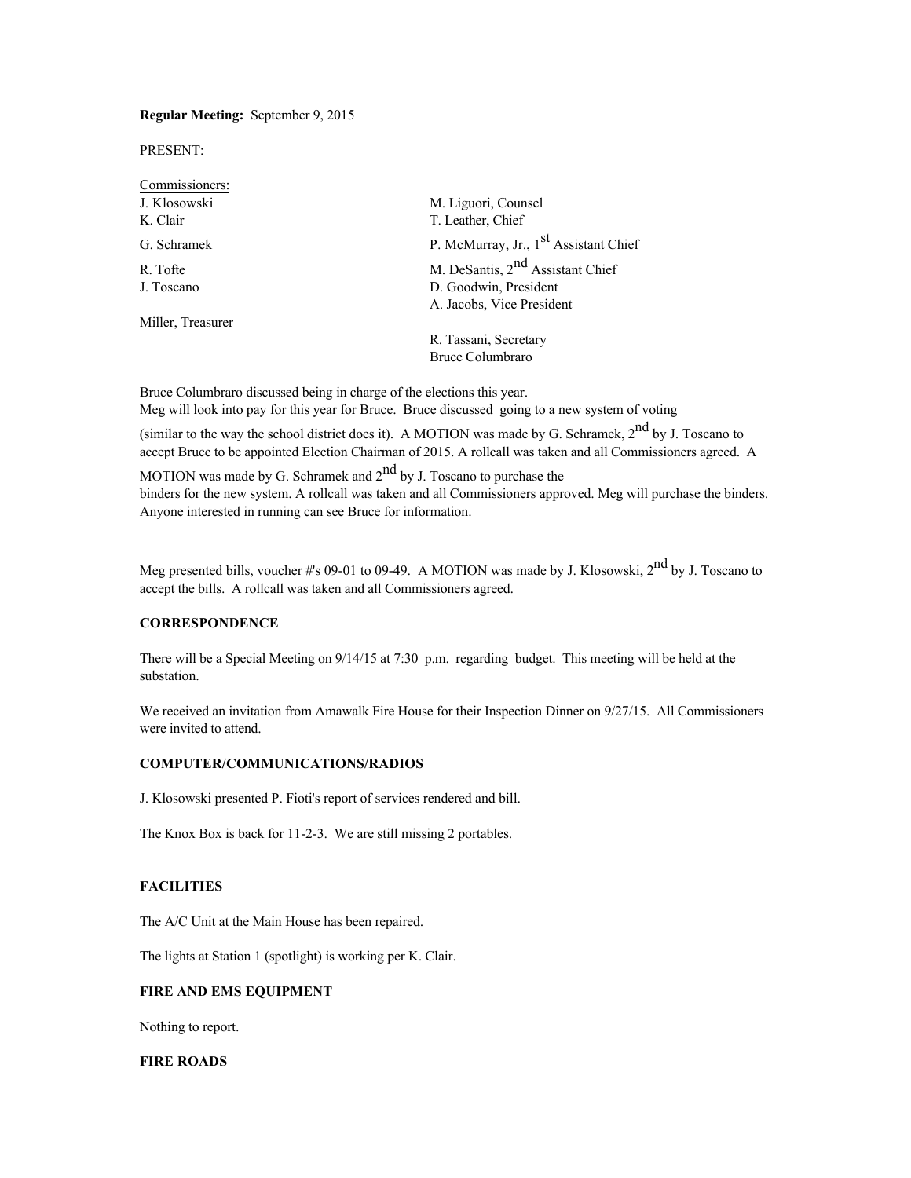**Regular Meeting:** September 9, 2015

PRESENT:

Commissioners:

| | |
|---|---|
| J. Klosowski | M. Liguori, Counsel |
| K. Clair | T. Leather, Chief |
| G. Schramek | P. McMurray, Jr., 1st Assistant Chief |
| R. Tofte | M. DeSantis, 2nd Assistant Chief |
| J. Toscano | D. Goodwin, President |
| | A. Jacobs, Vice President |
| Miller, Treasurer | |
| | R. Tassani, Secretary |
| | Bruce Columbraro |

Bruce Columbraro discussed being in charge of the elections this year.
Meg will look into pay for this year for Bruce. Bruce discussed going to a new system of voting (similar to the way the school district does it). A MOTION was made by G. Schramek, 2nd by J. Toscano to accept Bruce to be appointed Election Chairman of 2015. A rollcall was taken and all Commissioners agreed. A MOTION was made by G. Schramek and 2nd by J. Toscano to purchase the binders for the new system. A rollcall was taken and all Commissioners approved. Meg will purchase the binders. Anyone interested in running can see Bruce for information.

Meg presented bills, voucher #'s 09-01 to 09-49. A MOTION was made by J. Klosowski, 2nd by J. Toscano to accept the bills. A rollcall was taken and all Commissioners agreed.

**CORRESPONDENCE**

There will be a Special Meeting on 9/14/15 at 7:30 p.m. regarding budget. This meeting will be held at the substation.

We received an invitation from Amawalk Fire House for their Inspection Dinner on 9/27/15. All Commissioners were invited to attend.

**COMPUTER/COMMUNICATIONS/RADIOS**

J. Klosowski presented P. Fioti's report of services rendered and bill.

The Knox Box is back for 11-2-3. We are still missing 2 portables.

**FACILITIES**

The A/C Unit at the Main House has been repaired.

The lights at Station 1 (spotlight) is working per K. Clair.

**FIRE AND EMS EQUIPMENT**

Nothing to report.

**FIRE ROADS**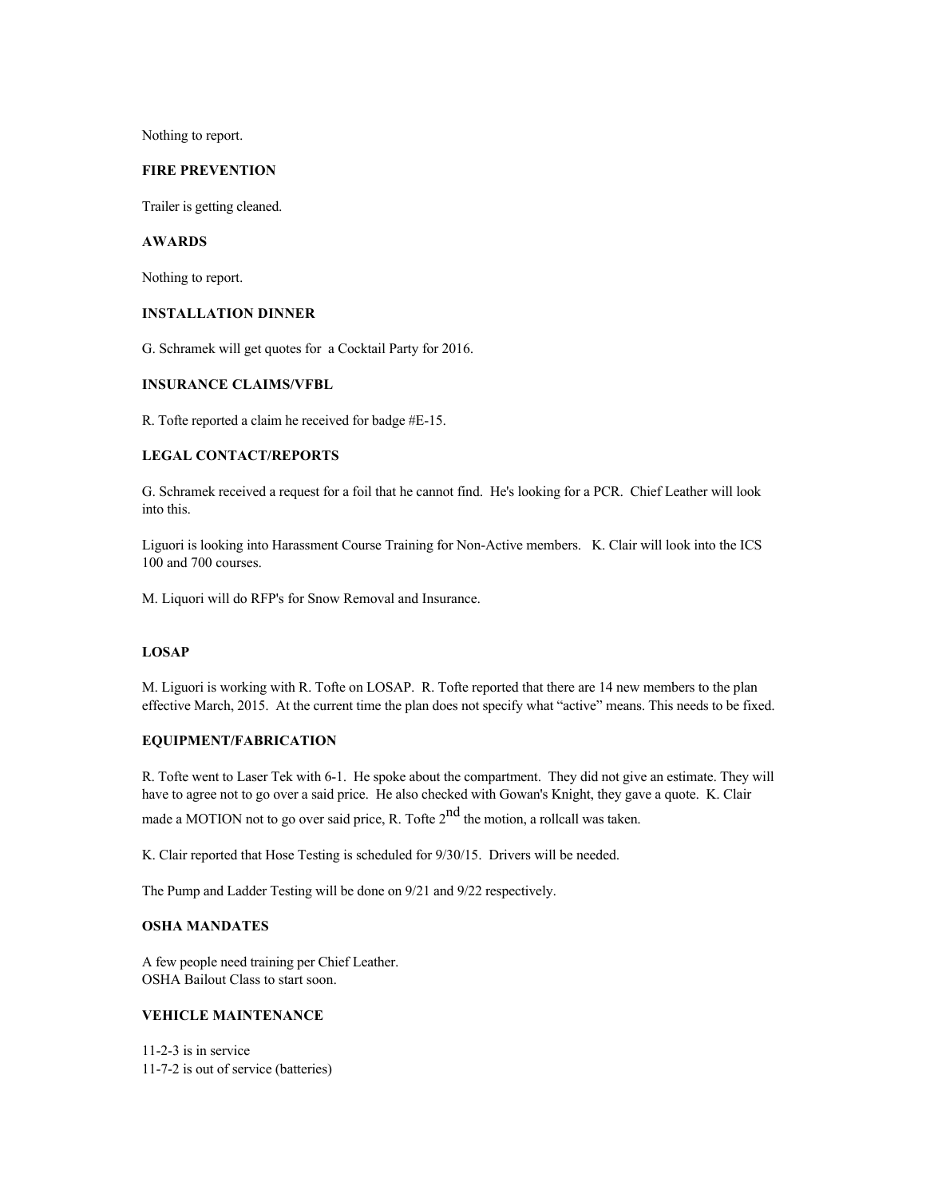Nothing to report.

**FIRE PREVENTION**

Trailer is getting cleaned.

**AWARDS**

Nothing to report.

**INSTALLATION DINNER**

G. Schramek will get quotes for  a Cocktail Party for 2016.

**INSURANCE CLAIMS/VFBL**

R. Tofte reported a claim he received for badge #E-15.

**LEGAL CONTACT/REPORTS**

G. Schramek received a request for a foil that he cannot find.  He's looking for a PCR.  Chief Leather will look into this.

Liguori is looking into Harassment Course Training for Non-Active members.   K. Clair will look into the ICS 100 and 700 courses.

M. Liquori will do RFP's for Snow Removal and Insurance.

**LOSAP**

M. Liguori is working with R. Tofte on LOSAP.  R. Tofte reported that there are 14 new members to the plan effective March, 2015.  At the current time the plan does not specify what "active" means. This needs to be fixed.

**EQUIPMENT/FABRICATION**

R. Tofte went to Laser Tek with 6-1.  He spoke about the compartment.  They did not give an estimate. They will have to agree not to go over a said price.  He also checked with Gowan's Knight, they gave a quote.  K. Clair made a MOTION not to go over said price, R. Tofte 2nd the motion, a rollcall was taken.

K. Clair reported that Hose Testing is scheduled for 9/30/15.  Drivers will be needed.

The Pump and Ladder Testing will be done on 9/21 and 9/22 respectively.

**OSHA MANDATES**

A few people need training per Chief Leather.
OSHA Bailout Class to start soon.

**VEHICLE MAINTENANCE**

11-2-3 is in service
11-7-2 is out of service (batteries)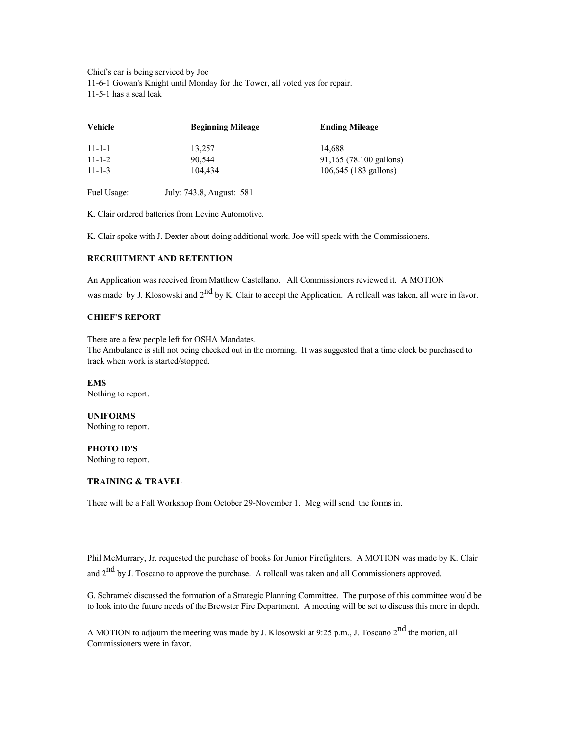Chief's car is being serviced by Joe
11-6-1 Gowan's Knight until Monday for the Tower, all voted yes for repair.
11-5-1 has a seal leak

| Vehicle | Beginning Mileage | Ending Mileage |
|---|---|---|
| 11-1-1 | 13,257 | 14,688 |
| 11-1-2 | 90,544 | 91,165 (78.100 gallons) |
| 11-1-3 | 104,434 | 106,645 (183 gallons) |

Fuel Usage: July: 743.8, August: 581

K. Clair ordered batteries from Levine Automotive.

K. Clair spoke with J. Dexter about doing additional work. Joe will speak with the Commissioners.

**RECRUITMENT AND RETENTION**

An Application was received from Matthew Castellano. All Commissioners reviewed it. A MOTION was made by J. Klosowski and 2nd by K. Clair to accept the Application. A rollcall was taken, all were in favor.

**CHIEF'S REPORT**

There are a few people left for OSHA Mandates.
The Ambulance is still not being checked out in the morning. It was suggested that a time clock be purchased to track when work is started/stopped.

**EMS**
Nothing to report.

**UNIFORMS**
Nothing to report.

**PHOTO ID'S**
Nothing to report.

**TRAINING & TRAVEL**

There will be a Fall Workshop from October 29-November 1. Meg will send the forms in.

Phil McMurrary, Jr. requested the purchase of books for Junior Firefighters. A MOTION was made by K. Clair and 2nd by J. Toscano to approve the purchase. A rollcall was taken and all Commissioners approved.

G. Schramek discussed the formation of a Strategic Planning Committee. The purpose of this committee would be to look into the future needs of the Brewster Fire Department. A meeting will be set to discuss this more in depth.

A MOTION to adjourn the meeting was made by J. Klosowski at 9:25 p.m., J. Toscano 2nd the motion, all Commissioners were in favor.